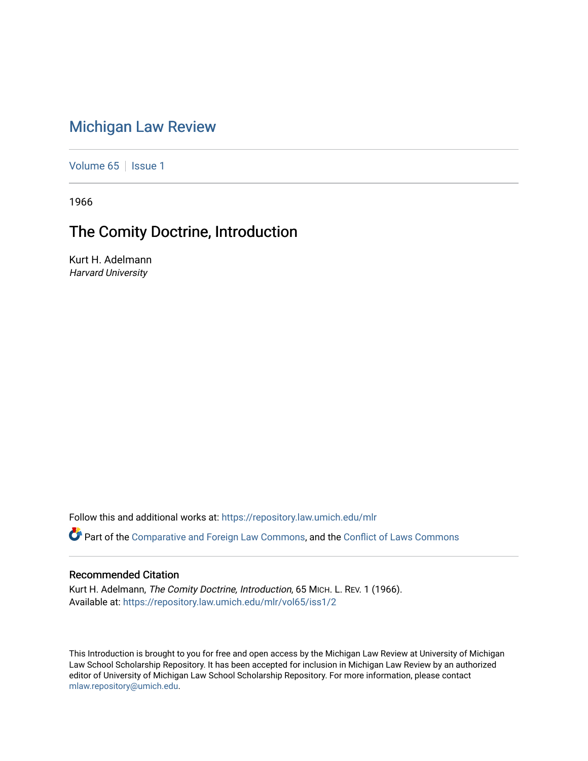# Michigan Law Review

Volume 65 | Issue 1

1966

## The Comity Doctrine, Introduction

Kurt H. Adelmann
*Harvard University*

Follow this and additional works at: https://repository.law.umich.edu/mlr

Part of the Comparative and Foreign Law Commons, and the Conflict of Laws Commons

### Recommended Citation

Kurt H. Adelmann, *The Comity Doctrine, Introduction*, 65 MICH. L. REV. 1 (1966).
Available at: https://repository.law.umich.edu/mlr/vol65/iss1/2

This Introduction is brought to you for free and open access by the Michigan Law Review at University of Michigan Law School Scholarship Repository. It has been accepted for inclusion in Michigan Law Review by an authorized editor of University of Michigan Law School Scholarship Repository. For more information, please contact mlaw.repository@umich.edu.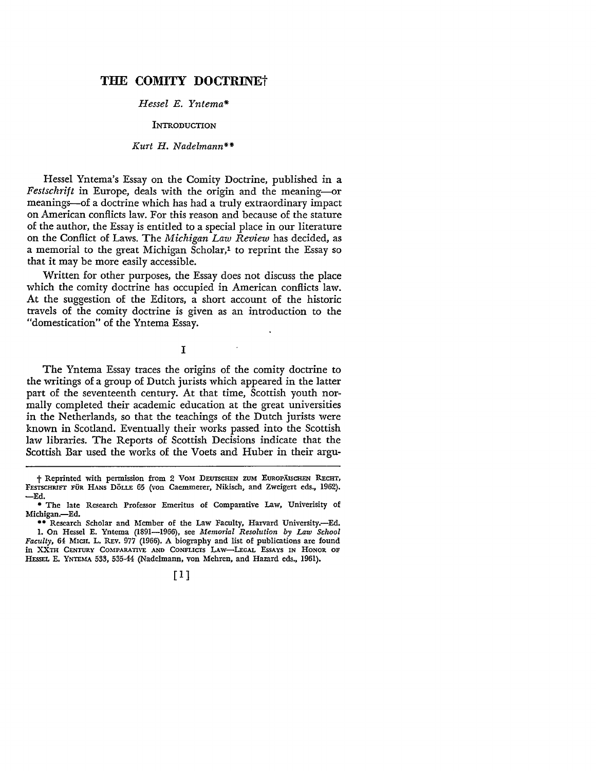# THE COMITY DOCTRINE†

*Hessel E. Yntema\**

INTRODUCTION

*Kurt H. Nadelmann\*\**

Hessel Yntema's Essay on the Comity Doctrine, published in a *Festschrift* in Europe, deals with the origin and the meaning—or meanings—of a doctrine which has had a truly extraordinary impact on American conflicts law. For this reason and because of the stature of the author, the Essay is entitled to a special place in our literature on the Conflict of Laws. The *Michigan Law Review* has decided, as a memorial to the great Michigan Scholar,[1] to reprint the Essay so that it may be more easily accessible.

Written for other purposes, the Essay does not discuss the place which the comity doctrine has occupied in American conflicts law. At the suggestion of the Editors, a short account of the historic travels of the comity doctrine is given as an introduction to the "domestication" of the Yntema Essay.

## I

The Yntema Essay traces the origins of the comity doctrine to the writings of a group of Dutch jurists which appeared in the latter part of the seventeenth century. At that time, Scottish youth normally completed their academic education at the great universities in the Netherlands, so that the teachings of the Dutch jurists were known in Scotland. Eventually their works passed into the Scottish law libraries. The Reports of Scottish Decisions indicate that the Scottish Bar used the works of the Voets and Huber in their argu-

---

† Reprinted with permission from 2 VOM DEUTSCHEN ZUM EUROPÄISCHEN RECHT, FESTSCHRIFT FÜR HANS DÖLLE 65 (von Caemmerer, Nikisch, and Zweigert eds., 1962). —Ed.

\* The late Research Professor Emeritus of Comparative Law, Univerisity of Michigan.—Ed.

\*\* Research Scholar and Member of the Law Faculty, Harvard University.—Ed.

1. On Hessel E. Yntema (1891—1966), see *Memorial Resolution by Law School Faculty*, 64 MICH. L. REV. 977 (1966). A biography and list of publications are found in XXTH CENTURY COMPARATIVE AND CONFLICTS LAW—LEGAL ESSAYS IN HONOR OF HESSEL E. YNTEMA 533, 535-44 (Nadelmann, von Mehren, and Hazard eds., 1961).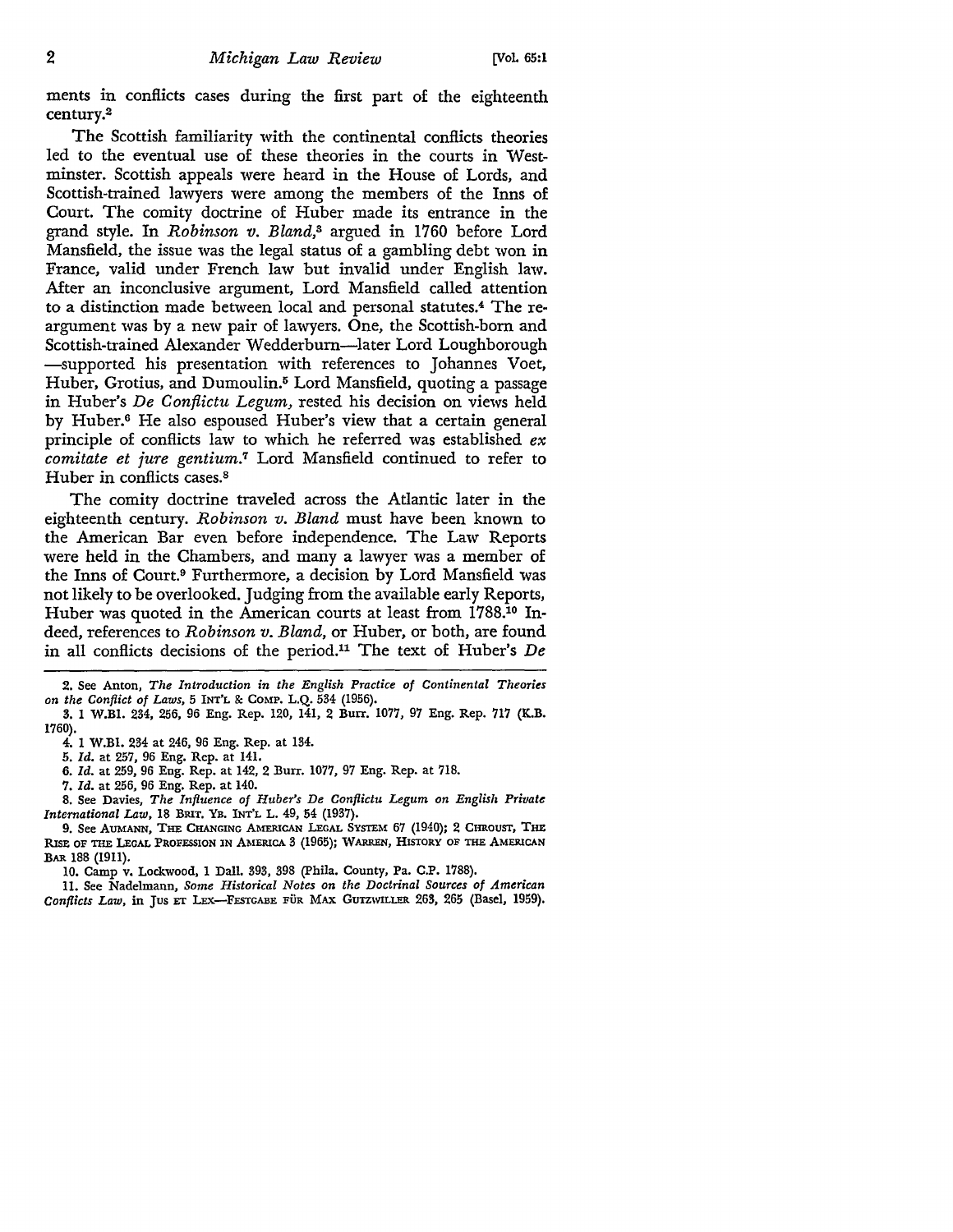ments in conflicts cases during the first part of the eighteenth century.[2]

The Scottish familiarity with the continental conflicts theories led to the eventual use of these theories in the courts in Westminster. Scottish appeals were heard in the House of Lords, and Scottish-trained lawyers were among the members of the Inns of Court. The comity doctrine of Huber made its entrance in the grand style. In *Robinson v. Bland*,[3] argued in 1760 before Lord Mansfield, the issue was the legal status of a gambling debt won in France, valid under French law but invalid under English law. After an inconclusive argument, Lord Mansfield called attention to a distinction made between local and personal statutes.[4] The reargument was by a new pair of lawyers. One, the Scottish-born and Scottish-trained Alexander Wedderburn—later Lord Loughborough—supported his presentation with references to Johannes Voet, Huber, Grotius, and Dumoulin.[5] Lord Mansfield, quoting a passage in Huber's *De Conflictu Legum*, rested his decision on views held by Huber.[6] He also espoused Huber's view that a certain general principle of conflicts law to which he referred was established *ex comitate et jure gentium*.[7] Lord Mansfield continued to refer to Huber in conflicts cases.[8]

The comity doctrine traveled across the Atlantic later in the eighteenth century. *Robinson v. Bland* must have been known to the American Bar even before independence. The Law Reports were held in the Chambers, and many a lawyer was a member of the Inns of Court.[9] Furthermore, a decision by Lord Mansfield was not likely to be overlooked. Judging from the available early Reports, Huber was quoted in the American courts at least from 1788.[10] Indeed, references to *Robinson v. Bland*, or Huber, or both, are found in all conflicts decisions of the period.[11] The text of Huber's *De*

2. See Anton, *The Introduction in the English Practice of Continental Theories on the Conflict of Laws*, 5 INT'L & COMP. L.Q. 534 (1956).

3. 1 W.Bl. 234, 256, 96 Eng. Rep. 120, 141, 2 Burr. 1077, 97 Eng. Rep. 717 (K.B. 1760).

4. 1 W.Bl. 234 at 246, 96 Eng. Rep. at 134.

5. *Id.* at 257, 96 Eng. Rep. at 141.

6. *Id.* at 259, 96 Eng. Rep. at 142, 2 Burr. 1077, 97 Eng. Rep. at 718.

7. *Id.* at 256, 96 Eng. Rep. at 140.

8. See Davies, *The Influence of Huber's De Conflictu Legum on English Private International Law*, 18 BRIT. YB. INT'L L. 49, 54 (1937).

9. See AUMANN, THE CHANGING AMERICAN LEGAL SYSTEM 67 (1940); 2 CHROUST, THE RISE OF THE LEGAL PROFESSION IN AMERICA 3 (1965); WARREN, HISTORY OF THE AMERICAN BAR 188 (1911).

10. Camp v. Lockwood, 1 Dall. 393, 398 (Phila. County, Pa. C.P. 1788).

11. See Nadelmann, *Some Historical Notes on the Doctrinal Sources of American Conflicts Law*, in JUS ET LEX—FESTGABE FÜR MAX GUTZWILLER 263, 265 (Basel, 1959).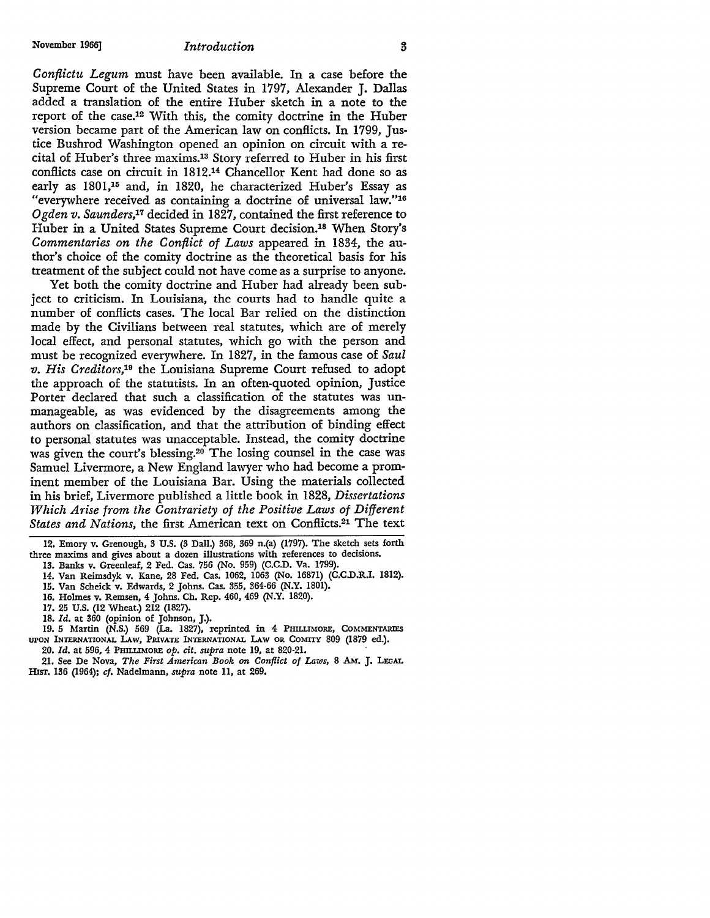*Conflictu Legum* must have been available. In a case before the Supreme Court of the United States in 1797, Alexander J. Dallas added a translation of the entire Huber sketch in a note to the report of the case.[12] With this, the comity doctrine in the Huber version became part of the American law on conflicts. In 1799, Justice Bushrod Washington opened an opinion on circuit with a recital of Huber's three maxims.[13] Story referred to Huber in his first conflicts case on circuit in 1812.[14] Chancellor Kent had done so as early as 1801,[15] and, in 1820, he characterized Huber's Essay as "everywhere received as containing a doctrine of universal law."[16] *Ogden v. Saunders*,[17] decided in 1827, contained the first reference to Huber in a United States Supreme Court decision.[18] When Story's *Commentaries on the Conflict of Laws* appeared in 1834, the author's choice of the comity doctrine as the theoretical basis for his treatment of the subject could not have come as a surprise to anyone.

Yet both the comity doctrine and Huber had already been subject to criticism. In Louisiana, the courts had to handle quite a number of conflicts cases. The local Bar relied on the distinction made by the Civilians between real statutes, which are of merely local effect, and personal statutes, which go with the person and must be recognized everywhere. In 1827, in the famous case of *Saul v. His Creditors*,[19] the Louisiana Supreme Court refused to adopt the approach of the statutists. In an often-quoted opinion, Justice Porter declared that such a classification of the statutes was unmanageable, as was evidenced by the disagreements among the authors on classification, and that the attribution of binding effect to personal statutes was unacceptable. Instead, the comity doctrine was given the court's blessing.[20] The losing counsel in the case was Samuel Livermore, a New England lawyer who had become a prominent member of the Louisiana Bar. Using the materials collected in his brief, Livermore published a little book in 1828, *Dissertations Which Arise from the Contrariety of the Positive Laws of Different States and Nations*, the first American text on Conflicts.[21] The text

---

12. Emory v. Grenough, 3 U.S. (3 Dall.) 368, 369 n.(a) (1797). The sketch sets forth three maxims and gives about a dozen illustrations with references to decisions.

13. Banks v. Greenleaf, 2 Fed. Cas. 756 (No. 959) (C.C.D. Va. 1799).

14. Van Reimsdyk v. Kane, 28 Fed. Cas. 1062, 1063 (No. 16871) (C.C.D.R.I. 1812).

15. Van Scheick v. Edwards, 2 Johns. Cas. 355, 364-66 (N.Y. 1801).

16. Holmes v. Remsen, 4 Johns. Ch. Rep. 460, 469 (N.Y. 1820).

17. 25 U.S. (12 Wheat.) 212 (1827).

18. *Id.* at 360 (opinion of Johnson, J.).

19. 5 Martin (N.S.) 569 (La. 1827), reprinted in 4 PHILLIMORE, COMMENTARIES UPON INTERNATIONAL LAW, PRIVATE INTERNATIONAL LAW OR COMITY 809 (1879 ed.).

20. *Id.* at 596, 4 PHILLIMORE *op. cit. supra* note 19, at 820-21.

21. See De Nova, *The First American Book on Conflict of Laws*, 8 AM. J. LEGAL HIST. 136 (1964); *cf.* Nadelmann, *supra* note 11, at 269.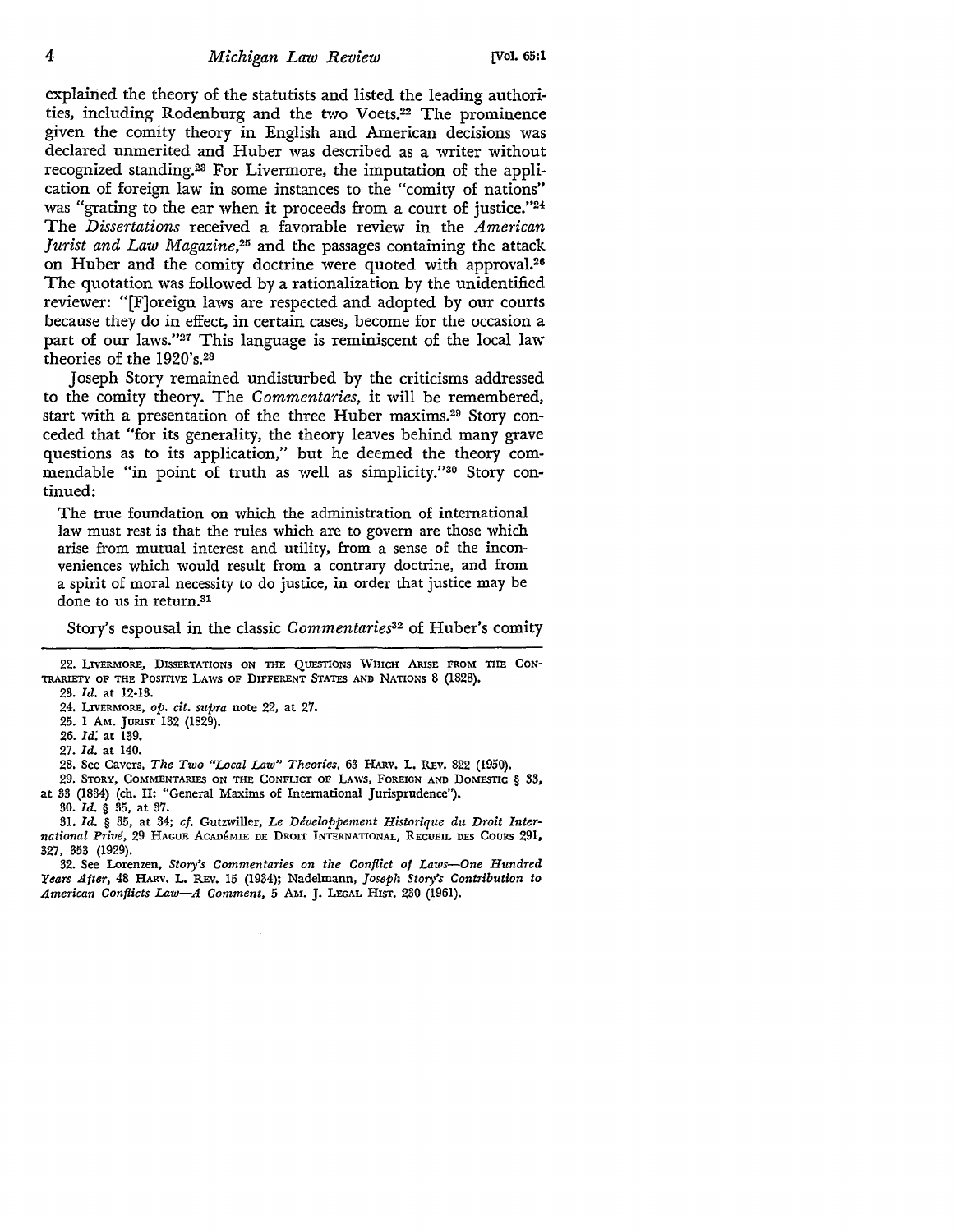explained the theory of the statutists and listed the leading authorities, including Rodenburg and the two Voets.[22] The prominence given the comity theory in English and American decisions was declared unmerited and Huber was described as a writer without recognized standing.[23] For Livermore, the imputation of the application of foreign law in some instances to the "comity of nations" was "grating to the ear when it proceeds from a court of justice."[24] The *Dissertations* received a favorable review in the *American Jurist and Law Magazine*,[25] and the passages containing the attack on Huber and the comity doctrine were quoted with approval.[26] The quotation was followed by a rationalization by the unidentified reviewer: "[F]oreign laws are respected and adopted by our courts because they do in effect, in certain cases, become for the occasion a part of our laws."[27] This language is reminiscent of the local law theories of the 1920's.[28]

Joseph Story remained undisturbed by the criticisms addressed to the comity theory. The *Commentaries*, it will be remembered, start with a presentation of the three Huber maxims.[29] Story conceded that "for its generality, the theory leaves behind many grave questions as to its application," but he deemed the theory commendable "in point of truth as well as simplicity."[30] Story continued:

> The true foundation on which the administration of international law must rest is that the rules which are to govern are those which arise from mutual interest and utility, from a sense of the inconveniences which would result from a contrary doctrine, and from a spirit of moral necessity to do justice, in order that justice may be done to us in return.[31]

Story's espousal in the classic *Commentaries*[32] of Huber's comity

---

22. LIVERMORE, DISSERTATIONS ON THE QUESTIONS WHICH ARISE FROM THE CONTRARIETY OF THE POSITIVE LAWS OF DIFFERENT STATES AND NATIONS 8 (1828).

23. *Id.* at 12-13.

24. LIVERMORE, *op. cit. supra* note 22, at 27.

25. 1 AM. JURIST 132 (1829).

26. *Id.* at 139.

27. *Id.* at 140.

28. See Cavers, *The Two "Local Law" Theories*, 63 HARV. L. REV. 822 (1950).

29. STORY, COMMENTARIES ON THE CONFLICT OF LAWS, FOREIGN AND DOMESTIC § 33, at 33 (1834) (ch. II: "General Maxims of International Jurisprudence").

30. *Id.* § 35, at 37.

31. *Id.* § 35, at 34; *cf.* Gutzwiller, *Le Développement Historique du Droit International Privé*, 29 HAGUE ACADÉMIE DE DROIT INTERNATIONAL, RECUEIL DES COURS 291, 327, 353 (1929).

32. See Lorenzen, *Story's Commentaries on the Conflict of Laws—One Hundred Years After*, 48 HARV. L. REV. 15 (1934); Nadelmann, *Joseph Story's Contribution to American Conflicts Law—A Comment*, 5 AM. J. LEGAL HIST. 230 (1961).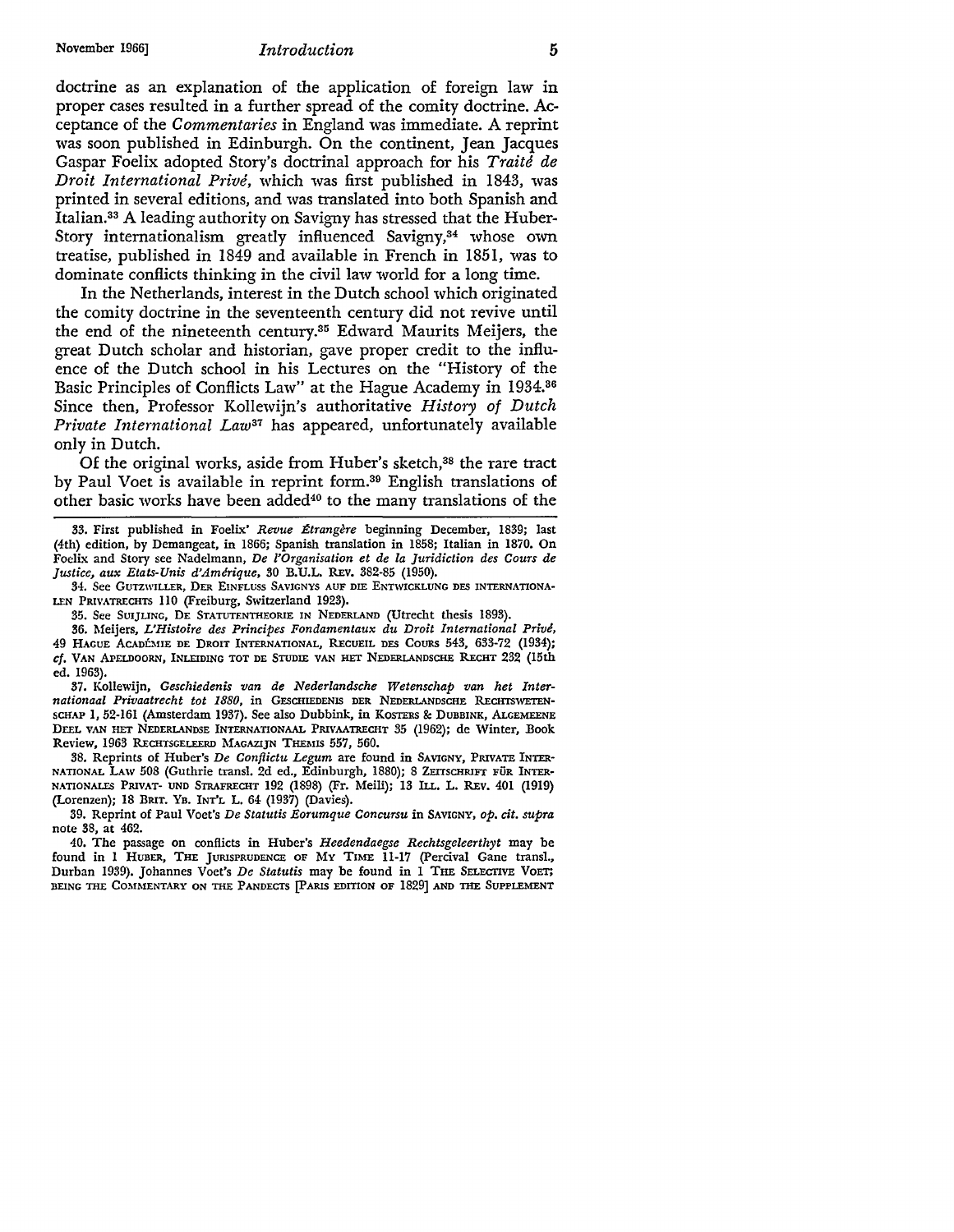doctrine as an explanation of the application of foreign law in proper cases resulted in a further spread of the comity doctrine. Acceptance of the *Commentaries* in England was immediate. A reprint was soon published in Edinburgh. On the continent, Jean Jacques Gaspar Foelix adopted Story's doctrinal approach for his *Traité de Droit International Privé*, which was first published in 1843, was printed in several editions, and was translated into both Spanish and Italian.[33] A leading authority on Savigny has stressed that the Huber-Story internationalism greatly influenced Savigny,[34] whose own treatise, published in 1849 and available in French in 1851, was to dominate conflicts thinking in the civil law world for a long time.

In the Netherlands, interest in the Dutch school which originated the comity doctrine in the seventeenth century did not revive until the end of the nineteenth century.[35] Edward Maurits Meijers, the great Dutch scholar and historian, gave proper credit to the influence of the Dutch school in his Lectures on the "History of the Basic Principles of Conflicts Law" at the Hague Academy in 1934.[36] Since then, Professor Kollewijn's authoritative *History of Dutch Private International Law*[37] has appeared, unfortunately available only in Dutch.

Of the original works, aside from Huber's sketch,[38] the rare tract by Paul Voet is available in reprint form.[39] English translations of other basic works have been added[40] to the many translations of the

---

33. First published in Foelix' *Revue Étrangère* beginning December, 1839; last (4th) edition, by Demangeat, in 1866; Spanish translation in 1858; Italian in 1870. On Foelix and Story see Nadelmann, *De l'Organisation et de la Juridiction des Cours de Justice, aux Etats-Unis d'Amérique*, 30 B.U.L. Rev. 382-85 (1950).

34. See Gutzwiller, Der Einfluss Savignys auf die Entwicklung des Internationalen Privatrechts 110 (Freiburg, Switzerland 1923).

35. See Suijling, De Statutentheorie in Nederland (Utrecht thesis 1893).

36. Meijers, *L'Histoire des Principes Fondamentaux du Droit International Privé*, 49 Hague Académie de Droit International, Recueil des Cours 543, 633-72 (1934); *cf.* Van Apeldoorn, Inleiding tot de Studie van het Nederlandsche Recht 232 (15th ed. 1963).

37. Kollewijn, *Geschiedenis van de Nederlandsche Wetenschap van het Internationaal Privaatrecht tot 1880*, in Geschiedenis der Nederlandsche Rechtswetenschap 1, 52-161 (Amsterdam 1937). See also Dubbink, in Kosters & Dubbink, Algemeene Deel van het Nederlandse Internationaal Privaatrecht 35 (1962); de Winter, Book Review, 1963 Rechtsgeleerd Magazijn Themis 557, 560.

38. Reprints of Huber's *De Conflictu Legum* are found in Savigny, Private International Law 508 (Guthrie transl. 2d ed., Edinburgh, 1880); 8 Zeitschrift für Internationales Privat- und Strafrecht 192 (1898) (Fr. Meili); 13 Ill. L. Rev. 401 (1919) (Lorenzen); 18 Brit. Yb. Int'l L. 64 (1937) (Davies).

39. Reprint of Paul Voet's *De Statutis Eorumque Concursu* in Savigny, *op. cit. supra* note 38, at 462.

40. The passage on conflicts in Huber's *Heedendaegse Rechtsgeleerthyt* may be found in 1 Huber, The Jurisprudence of My Time 11-17 (Percival Gane transl., Durban 1939). Johannes Voet's *De Statutis* may be found in 1 The Selective Voet; being the Commentary on the Pandects [Paris edition of 1829] and the Supplement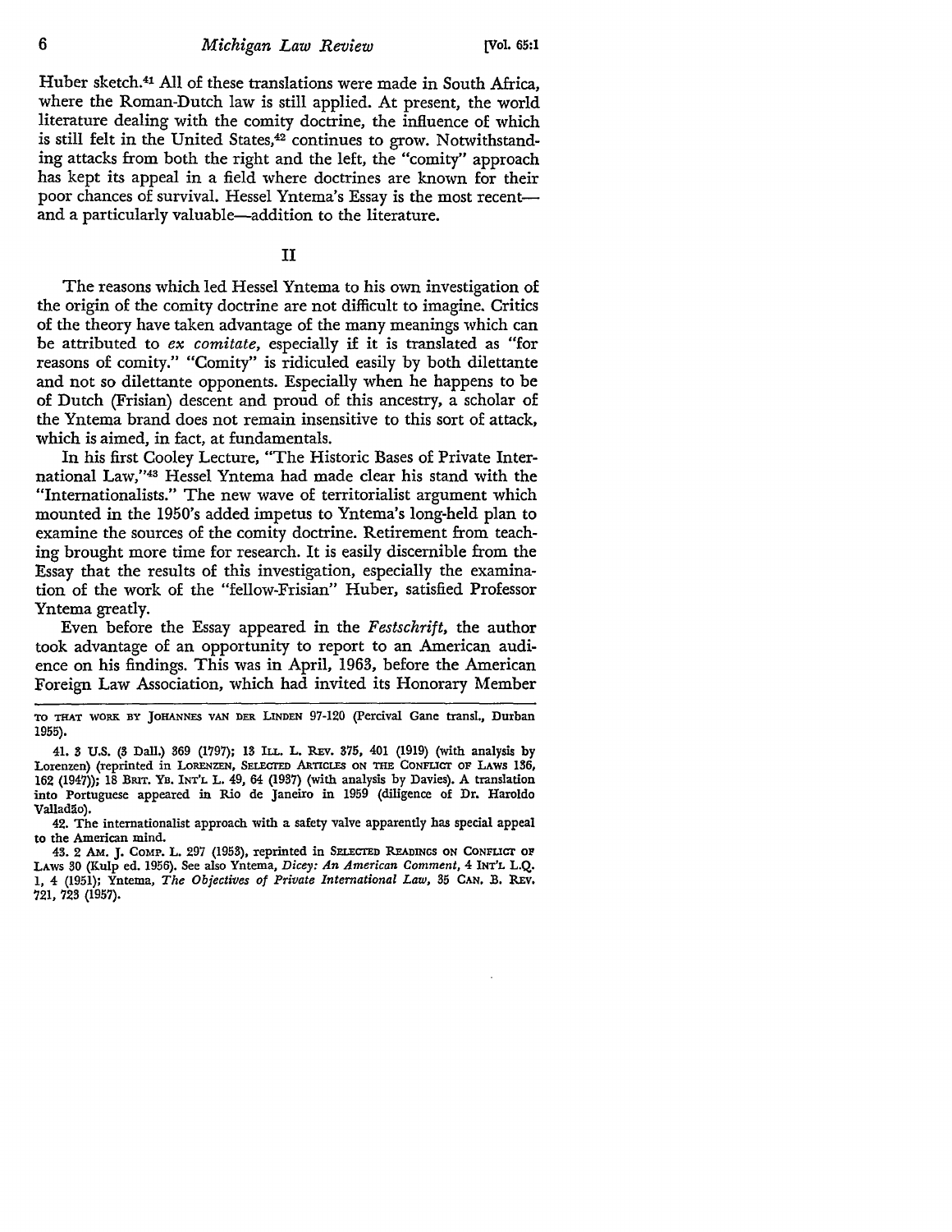Huber sketch.[41] All of these translations were made in South Africa, where the Roman-Dutch law is still applied. At present, the world literature dealing with the comity doctrine, the influence of which is still felt in the United States,[42] continues to grow. Notwithstanding attacks from both the right and the left, the "comity" approach has kept its appeal in a field where doctrines are known for their poor chances of survival. Hessel Yntema's Essay is the most recent—and a particularly valuable—addition to the literature.

## II

The reasons which led Hessel Yntema to his own investigation of the origin of the comity doctrine are not difficult to imagine. Critics of the theory have taken advantage of the many meanings which can be attributed to *ex comitate*, especially if it is translated as "for reasons of comity." "Comity" is ridiculed easily by both dilettante and not so dilettante opponents. Especially when he happens to be of Dutch (Frisian) descent and proud of this ancestry, a scholar of the Yntema brand does not remain insensitive to this sort of attack, which is aimed, in fact, at fundamentals.

In his first Cooley Lecture, "The Historic Bases of Private International Law,"[43] Hessel Yntema had made clear his stand with the "Internationalists." The new wave of territorialist argument which mounted in the 1950's added impetus to Yntema's long-held plan to examine the sources of the comity doctrine. Retirement from teaching brought more time for research. It is easily discernible from the Essay that the results of this investigation, especially the examination of the work of the "fellow-Frisian" Huber, satisfied Professor Yntema greatly.

Even before the Essay appeared in the *Festschrift*, the author took advantage of an opportunity to report to an American audience on his findings. This was in April, 1963, before the American Foreign Law Association, which had invited its Honorary Member

---

TO THAT WORK BY JOHANNES VAN DER LINDEN 97-120 (Percival Gane transl., Durban 1955).

41. 3 U.S. (3 Dall.) 369 (1797); 13 ILL. L. REV. 375, 401 (1919) (with analysis by Lorenzen) (reprinted in LORENZEN, SELECTED ARTICLES ON THE CONFLICT OF LAWS 136, 162 (1947)); 18 BRIT. YB. INT'L L. 49, 64 (1937) (with analysis by Davies). A translation into Portuguese appeared in Rio de Janeiro in 1959 (diligence of Dr. Haroldo Valladão).

42. The internationalist approach with a safety valve apparently has special appeal to the American mind.

43. 2 AM. J. COMP. L. 297 (1953), reprinted in SELECTED READINGS ON CONFLICT OF LAWS 30 (Kulp ed. 1956). See also Yntema, *Dicey: An American Comment*, 4 INT'L L.Q. 1, 4 (1951); Yntema, *The Objectives of Private International Law*, 35 CAN. B. REV. 721, 723 (1957).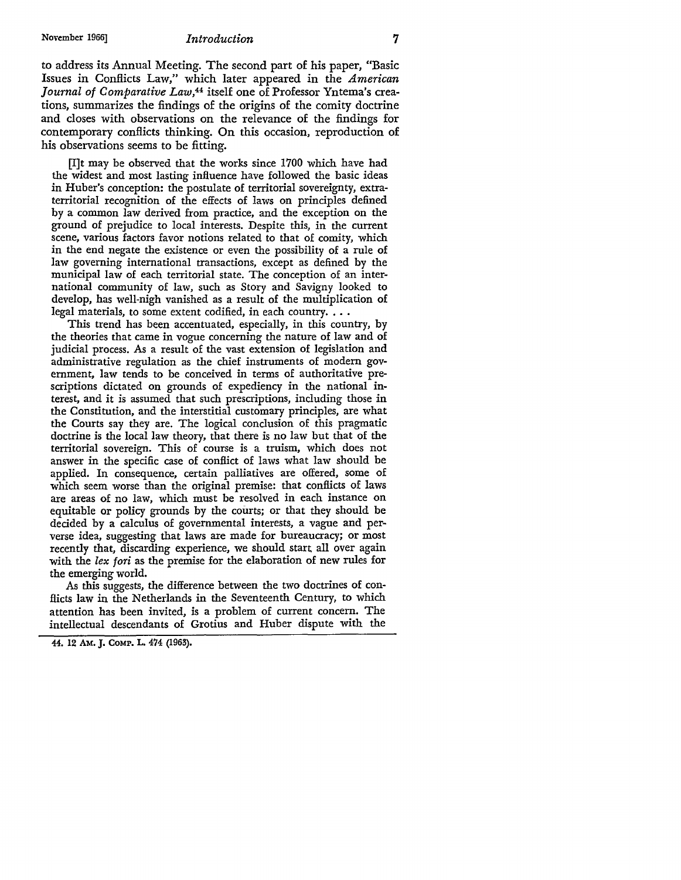to address its Annual Meeting. The second part of his paper, "Basic Issues in Conflicts Law," which later appeared in the *American Journal of Comparative Law*,[44] itself one of Professor Yntema's creations, summarizes the findings of the origins of the comity doctrine and closes with observations on the relevance of the findings for contemporary conflicts thinking. On this occasion, reproduction of his observations seems to be fitting.

> [I]t may be observed that the works since 1700 which have had the widest and most lasting influence have followed the basic ideas in Huber's conception: the postulate of territorial sovereignty, extraterritorial recognition of the effects of laws on principles defined by a common law derived from practice, and the exception on the ground of prejudice to local interests. Despite this, in the current scene, various factors favor notions related to that of comity, which in the end negate the existence or even the possibility of a rule of law governing international transactions, except as defined by the municipal law of each territorial state. The conception of an international community of law, such as Story and Savigny looked to develop, has well-nigh vanished as a result of the multiplication of legal materials, to some extent codified, in each country. . . .
>
> This trend has been accentuated, especially, in this country, by the theories that came in vogue concerning the nature of law and of judicial process. As a result of the vast extension of legislation and administrative regulation as the chief instruments of modern government, law tends to be conceived in terms of authoritative prescriptions dictated on grounds of expediency in the national interest, and it is assumed that such prescriptions, including those in the Constitution, and the interstitial customary principles, are what the Courts say they are. The logical conclusion of this pragmatic doctrine is the local law theory, that there is no law but that of the territorial sovereign. This of course is a truism, which does not answer in the specific case of conflict of laws what law should be applied. In consequence, certain palliatives are offered, some of which seem worse than the original premise: that conflicts of laws are areas of no law, which must be resolved in each instance on equitable or policy grounds by the courts; or that they should be decided by a calculus of governmental interests, a vague and perverse idea, suggesting that laws are made for bureaucracy; or most recently that, discarding experience, we should start all over again with the *lex fori* as the premise for the elaboration of new rules for the emerging world.
>
> As this suggests, the difference between the two doctrines of conflicts law in the Netherlands in the Seventeenth Century, to which attention has been invited, is a problem of current concern. The intellectual descendants of Grotius and Huber dispute with the

44. 12 AM. J. COMP. L. 474 (1963).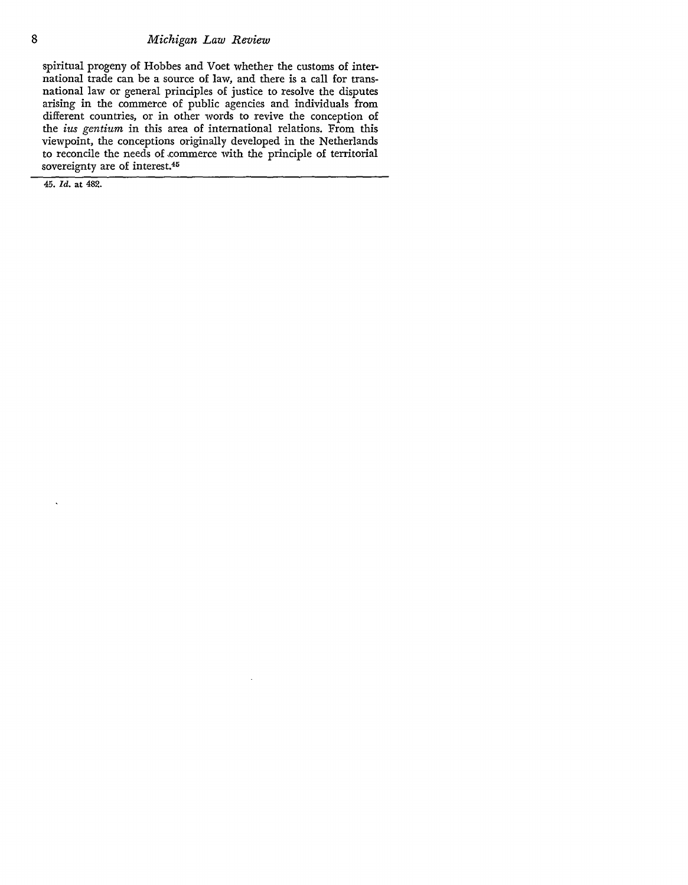spiritual progeny of Hobbes and Voet whether the customs of international trade can be a source of law, and there is a call for transnational law or general principles of justice to resolve the disputes arising in the commerce of public agencies and individuals from different countries, or in other words to revive the conception of the *ius gentium* in this area of international relations. From this viewpoint, the conceptions originally developed in the Netherlands to reconcile the needs of commerce with the principle of territorial sovereignty are of interest.[45]

---

45. *Id.* at 482.